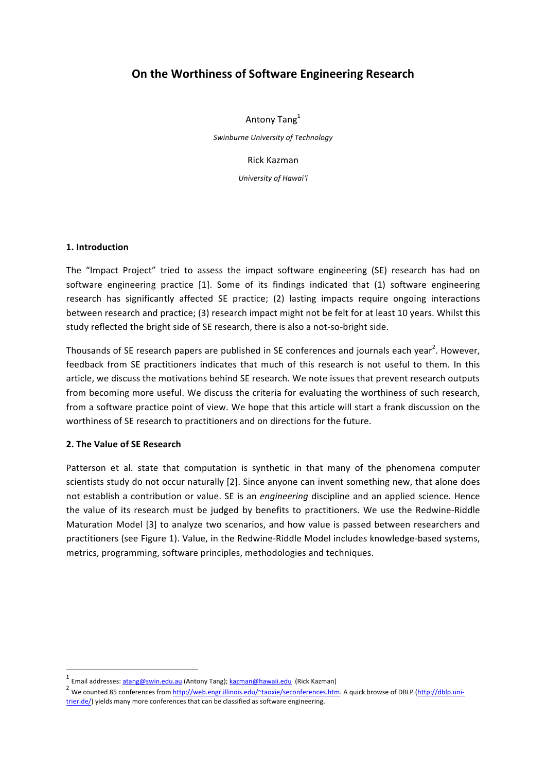# On the Worthiness of Software Engineering Research

Antony Tang[1]

*Swinburne University of Technology*

Rick Kazman

*University of Hawai'i*

## 1. Introduction

The "Impact Project" tried to assess the impact software engineering (SE) research has had on software engineering practice [1]. Some of its findings indicated that (1) software engineering research has significantly affected SE practice; (2) lasting impacts require ongoing interactions between research and practice; (3) research impact might not be felt for at least 10 years. Whilst this study reflected the bright side of SE research, there is also a not-so-bright side.

Thousands of SE research papers are published in SE conferences and journals each year[2]. However, feedback from SE practitioners indicates that much of this research is not useful to them. In this article, we discuss the motivations behind SE research. We note issues that prevent research outputs from becoming more useful. We discuss the criteria for evaluating the worthiness of such research, from a software practice point of view. We hope that this article will start a frank discussion on the worthiness of SE research to practitioners and on directions for the future.

## 2. The Value of SE Research

Patterson et al. state that computation is synthetic in that many of the phenomena computer scientists study do not occur naturally [2]. Since anyone can invent something new, that alone does not establish a contribution or value. SE is an *engineering* discipline and an applied science. Hence the value of its research must be judged by benefits to practitioners. We use the Redwine-Riddle Maturation Model [3] to analyze two scenarios, and how value is passed between researchers and practitioners (see Figure 1). Value, in the Redwine-Riddle Model includes knowledge-based systems, metrics, programming, software principles, methodologies and techniques.

---

[1] Email addresses: atang@swin.edu.au (Antony Tang); kazman@hawaii.edu (Rick Kazman)

[2] We counted 85 conferences from http://web.engr.illinois.edu/~taoxie/seconferences.htm. A quick browse of DBLP (http://dblp.uni-trier.de/) yields many more conferences that can be classified as software engineering.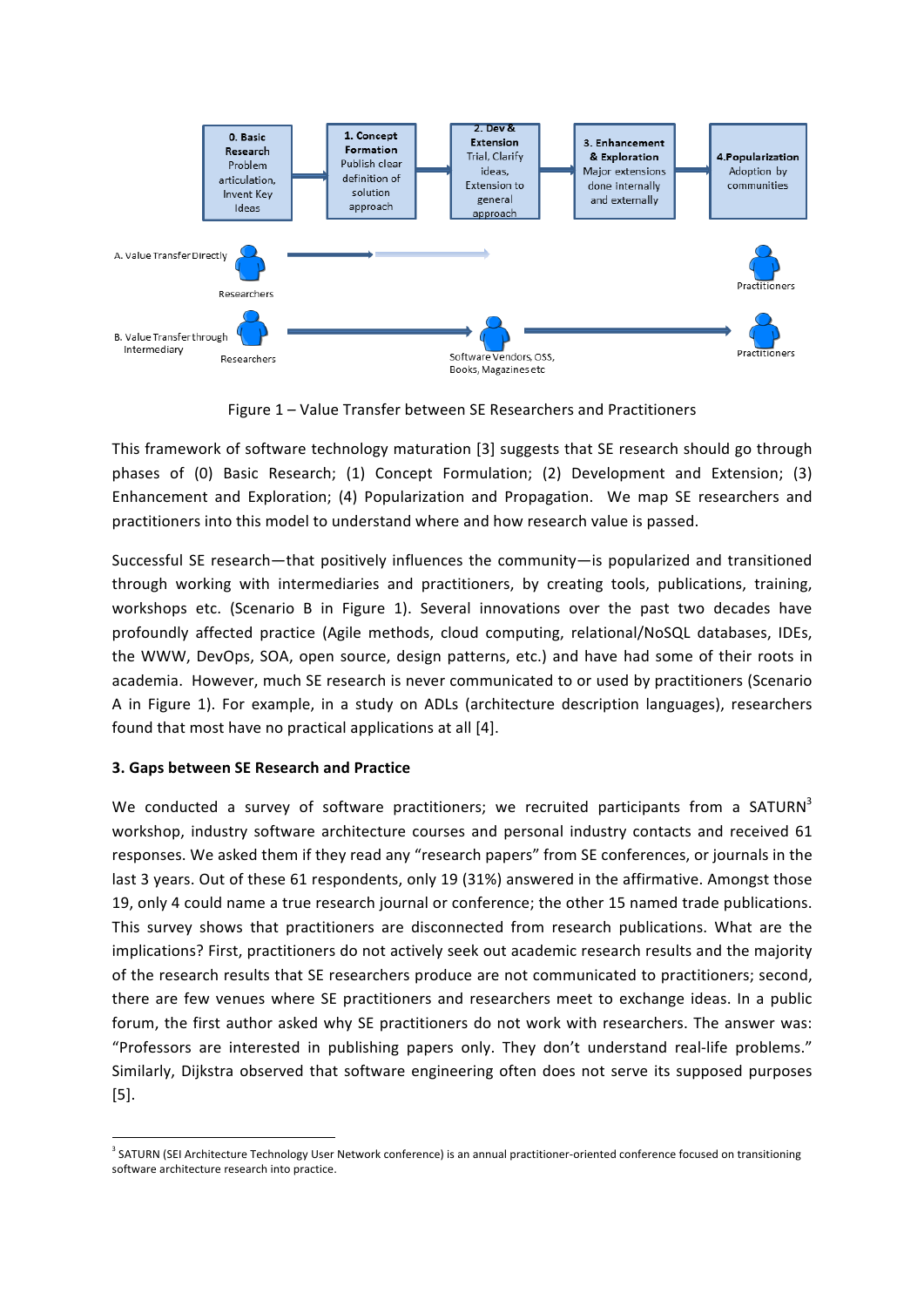Figure 1 – Value Transfer between SE Researchers and Practitioners

This framework of software technology maturation [3] suggests that SE research should go through phases of (0) Basic Research; (1) Concept Formulation; (2) Development and Extension; (3) Enhancement and Exploration; (4) Popularization and Propagation. We map SE researchers and practitioners into this model to understand where and how research value is passed.

Successful SE research—that positively influences the community—is popularized and transitioned through working with intermediaries and practitioners, by creating tools, publications, training, workshops etc. (Scenario B in Figure 1). Several innovations over the past two decades have profoundly affected practice (Agile methods, cloud computing, relational/NoSQL databases, IDEs, the WWW, DevOps, SOA, open source, design patterns, etc.) and have had some of their roots in academia. However, much SE research is never communicated to or used by practitioners (Scenario A in Figure 1). For example, in a study on ADLs (architecture description languages), researchers found that most have no practical applications at all [4].

### 3. Gaps between SE Research and Practice

We conducted a survey of software practitioners; we recruited participants from a SATURN[3] workshop, industry software architecture courses and personal industry contacts and received 61 responses. We asked them if they read any "research papers" from SE conferences, or journals in the last 3 years. Out of these 61 respondents, only 19 (31%) answered in the affirmative. Amongst those 19, only 4 could name a true research journal or conference; the other 15 named trade publications. This survey shows that practitioners are disconnected from research publications. What are the implications? First, practitioners do not actively seek out academic research results and the majority of the research results that SE researchers produce are not communicated to practitioners; second, there are few venues where SE practitioners and researchers meet to exchange ideas. In a public forum, the first author asked why SE practitioners do not work with researchers. The answer was: "Professors are interested in publishing papers only. They don't understand real-life problems." Similarly, Dijkstra observed that software engineering often does not serve its supposed purposes [5].

[3] SATURN (SEI Architecture Technology User Network conference) is an annual practitioner-oriented conference focused on transitioning software architecture research into practice.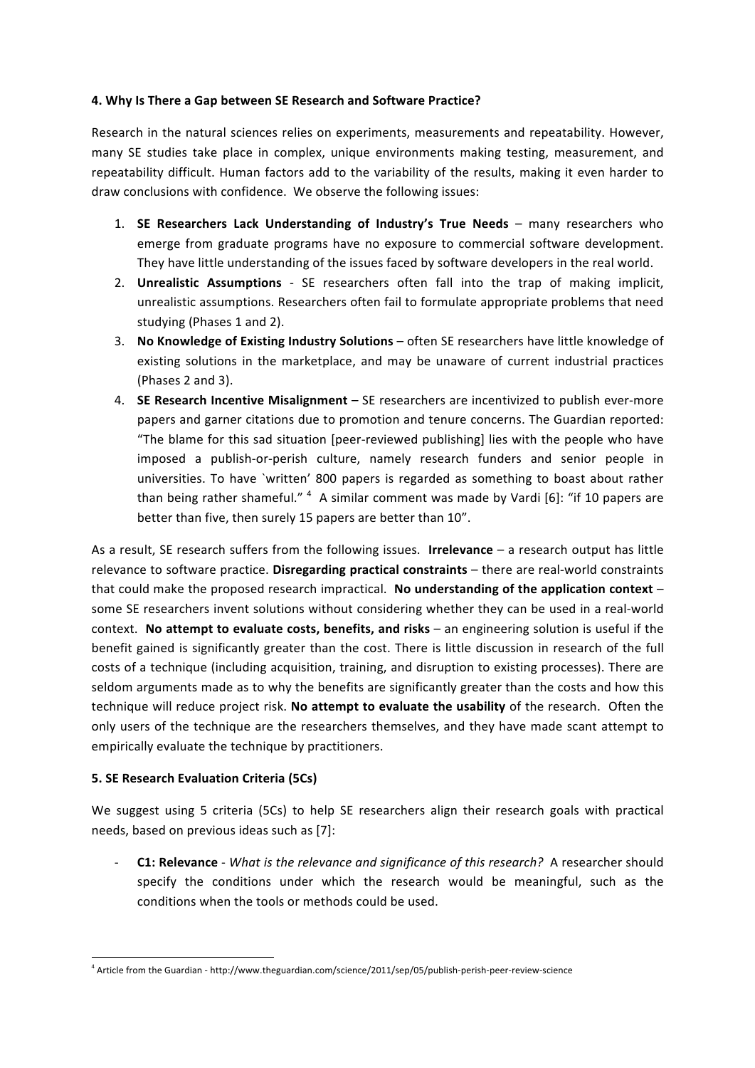### 4. Why Is There a Gap between SE Research and Software Practice?

Research in the natural sciences relies on experiments, measurements and repeatability. However, many SE studies take place in complex, unique environments making testing, measurement, and repeatability difficult. Human factors add to the variability of the results, making it even harder to draw conclusions with confidence. We observe the following issues:

1. **SE Researchers Lack Understanding of Industry's True Needs** – many researchers who emerge from graduate programs have no exposure to commercial software development. They have little understanding of the issues faced by software developers in the real world.
2. **Unrealistic Assumptions** - SE researchers often fall into the trap of making implicit, unrealistic assumptions. Researchers often fail to formulate appropriate problems that need studying (Phases 1 and 2).
3. **No Knowledge of Existing Industry Solutions** – often SE researchers have little knowledge of existing solutions in the marketplace, and may be unaware of current industrial practices (Phases 2 and 3).
4. **SE Research Incentive Misalignment** – SE researchers are incentivized to publish ever-more papers and garner citations due to promotion and tenure concerns. The Guardian reported: "The blame for this sad situation [peer-reviewed publishing] lies with the people who have imposed a publish-or-perish culture, namely research funders and senior people in universities. To have `written' 800 papers is regarded as something to boast about rather than being rather shameful." [4] A similar comment was made by Vardi [6]: "if 10 papers are better than five, then surely 15 papers are better than 10".

As a result, SE research suffers from the following issues. **Irrelevance** – a research output has little relevance to software practice. **Disregarding practical constraints** – there are real-world constraints that could make the proposed research impractical. **No understanding of the application context** – some SE researchers invent solutions without considering whether they can be used in a real-world context. **No attempt to evaluate costs, benefits, and risks** – an engineering solution is useful if the benefit gained is significantly greater than the cost. There is little discussion in research of the full costs of a technique (including acquisition, training, and disruption to existing processes). There are seldom arguments made as to why the benefits are significantly greater than the costs and how this technique will reduce project risk. **No attempt to evaluate the usability** of the research. Often the only users of the technique are the researchers themselves, and they have made scant attempt to empirically evaluate the technique by practitioners.

### 5. SE Research Evaluation Criteria (5Cs)

We suggest using 5 criteria (5Cs) to help SE researchers align their research goals with practical needs, based on previous ideas such as [7]:

- **C1: Relevance** - *What is the relevance and significance of this research?* A researcher should specify the conditions under which the research would be meaningful, such as the conditions when the tools or methods could be used.

[4] Article from the Guardian - http://www.theguardian.com/science/2011/sep/05/publish-perish-peer-review-science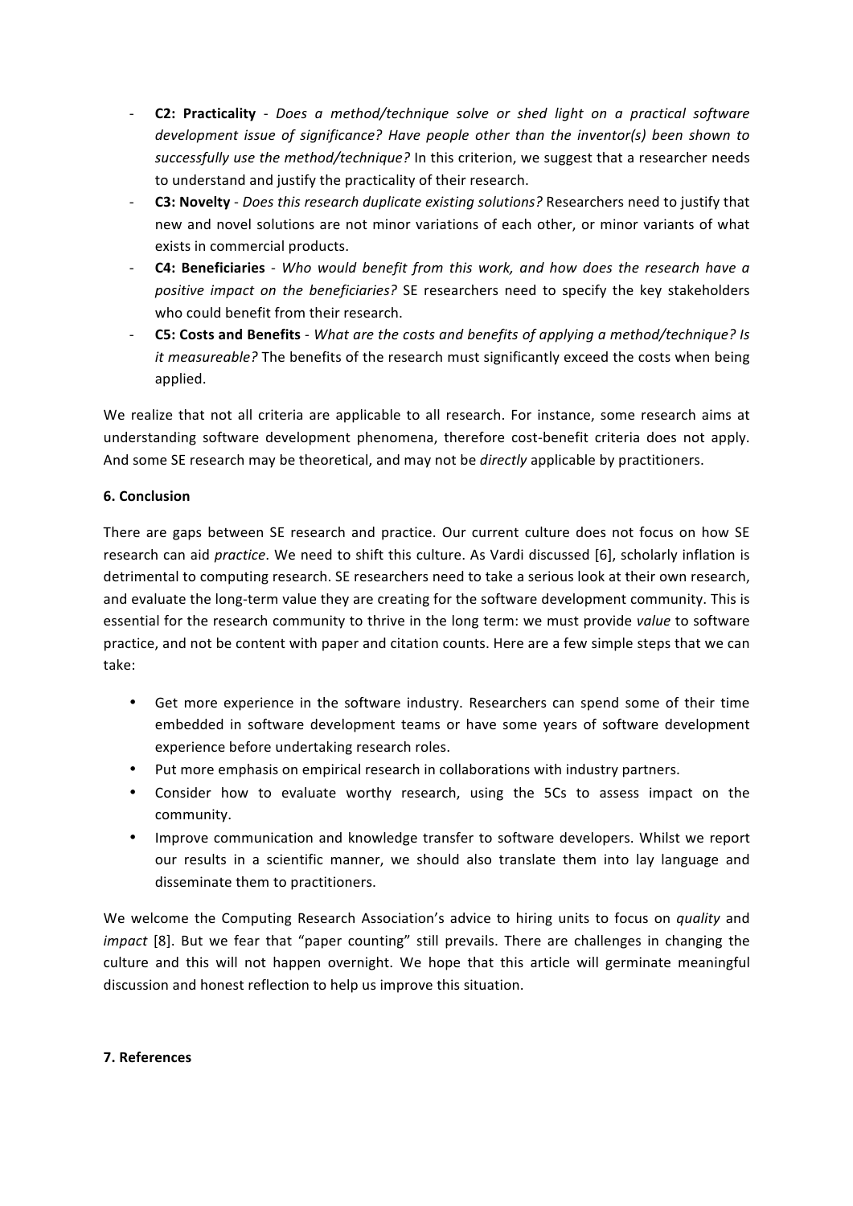- **C2: Practicality** - *Does a method/technique solve or shed light on a practical software development issue of significance? Have people other than the inventor(s) been shown to successfully use the method/technique?* In this criterion, we suggest that a researcher needs to understand and justify the practicality of their research.
- **C3: Novelty** - *Does this research duplicate existing solutions?* Researchers need to justify that new and novel solutions are not minor variations of each other, or minor variants of what exists in commercial products.
- **C4: Beneficiaries** - *Who would benefit from this work, and how does the research have a positive impact on the beneficiaries?* SE researchers need to specify the key stakeholders who could benefit from their research.
- **C5: Costs and Benefits** - *What are the costs and benefits of applying a method/technique? Is it measureable?* The benefits of the research must significantly exceed the costs when being applied.

We realize that not all criteria are applicable to all research. For instance, some research aims at understanding software development phenomena, therefore cost-benefit criteria does not apply. And some SE research may be theoretical, and may not be *directly* applicable by practitioners.

## 6. Conclusion

There are gaps between SE research and practice. Our current culture does not focus on how SE research can aid *practice*. We need to shift this culture. As Vardi discussed [6], scholarly inflation is detrimental to computing research. SE researchers need to take a serious look at their own research, and evaluate the long-term value they are creating for the software development community. This is essential for the research community to thrive in the long term: we must provide *value* to software practice, and not be content with paper and citation counts. Here are a few simple steps that we can take:

- Get more experience in the software industry. Researchers can spend some of their time embedded in software development teams or have some years of software development experience before undertaking research roles.
- Put more emphasis on empirical research in collaborations with industry partners.
- Consider how to evaluate worthy research, using the 5Cs to assess impact on the community.
- Improve communication and knowledge transfer to software developers. Whilst we report our results in a scientific manner, we should also translate them into lay language and disseminate them to practitioners.

We welcome the Computing Research Association's advice to hiring units to focus on *quality* and *impact* [8]. But we fear that "paper counting" still prevails. There are challenges in changing the culture and this will not happen overnight. We hope that this article will germinate meaningful discussion and honest reflection to help us improve this situation.

## 7. References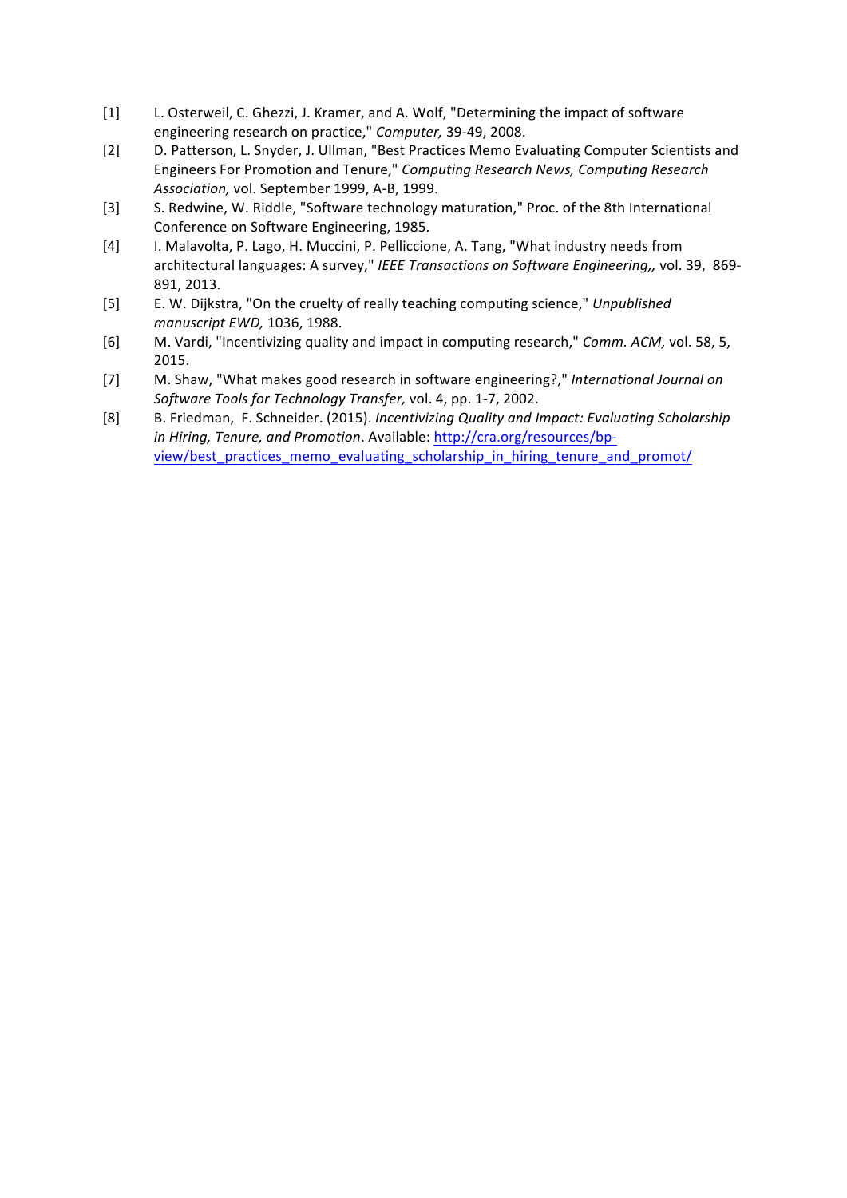[1] L. Osterweil, C. Ghezzi, J. Kramer, and A. Wolf, "Determining the impact of software engineering research on practice," *Computer,* 39-49, 2008.

[2] D. Patterson, L. Snyder, J. Ullman, "Best Practices Memo Evaluating Computer Scientists and Engineers For Promotion and Tenure," *Computing Research News, Computing Research Association,* vol. September 1999, A-B, 1999.

[3] S. Redwine, W. Riddle, "Software technology maturation," Proc. of the 8th International Conference on Software Engineering, 1985.

[4] I. Malavolta, P. Lago, H. Muccini, P. Pelliccione, A. Tang, "What industry needs from architectural languages: A survey," *IEEE Transactions on Software Engineering,,* vol. 39, 869-891, 2013.

[5] E. W. Dijkstra, "On the cruelty of really teaching computing science," *Unpublished manuscript EWD,* 1036, 1988.

[6] M. Vardi, "Incentivizing quality and impact in computing research," *Comm. ACM,* vol. 58, 5, 2015.

[7] M. Shaw, "What makes good research in software engineering?," *International Journal on Software Tools for Technology Transfer,* vol. 4, pp. 1-7, 2002.

[8] B. Friedman, F. Schneider. (2015). *Incentivizing Quality and Impact: Evaluating Scholarship in Hiring, Tenure, and Promotion*. Available: http://cra.org/resources/bp-view/best_practices_memo_evaluating_scholarship_in_hiring_tenure_and_promot/